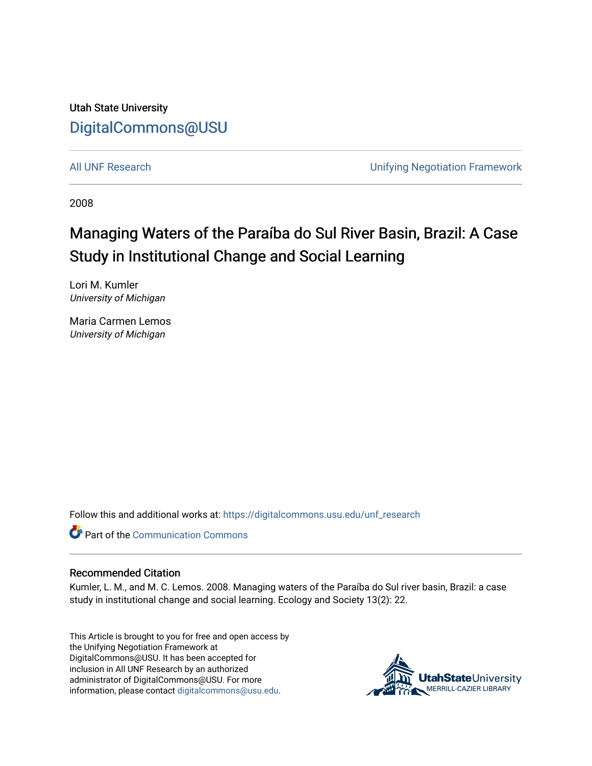Utah State University

DigitalCommons@USU

All UNF Research

Unifying Negotiation Framework

2008

# Managing Waters of the Paraíba do Sul River Basin, Brazil: A Case Study in Institutional Change and Social Learning

Lori M. Kumler
*University of Michigan*

Maria Carmen Lemos
*University of Michigan*

Follow this and additional works at: https://digitalcommons.usu.edu/unf_research

Part of the Communication Commons

## Recommended Citation

Kumler, L. M., and M. C. Lemos. 2008. Managing waters of the Paraíba do Sul river basin, Brazil: a case study in institutional change and social learning. Ecology and Society 13(2): 22.

This Article is brought to you for free and open access by the Unifying Negotiation Framework at DigitalCommons@USU. It has been accepted for inclusion in All UNF Research by an authorized administrator of DigitalCommons@USU. For more information, please contact digitalcommons@usu.edu.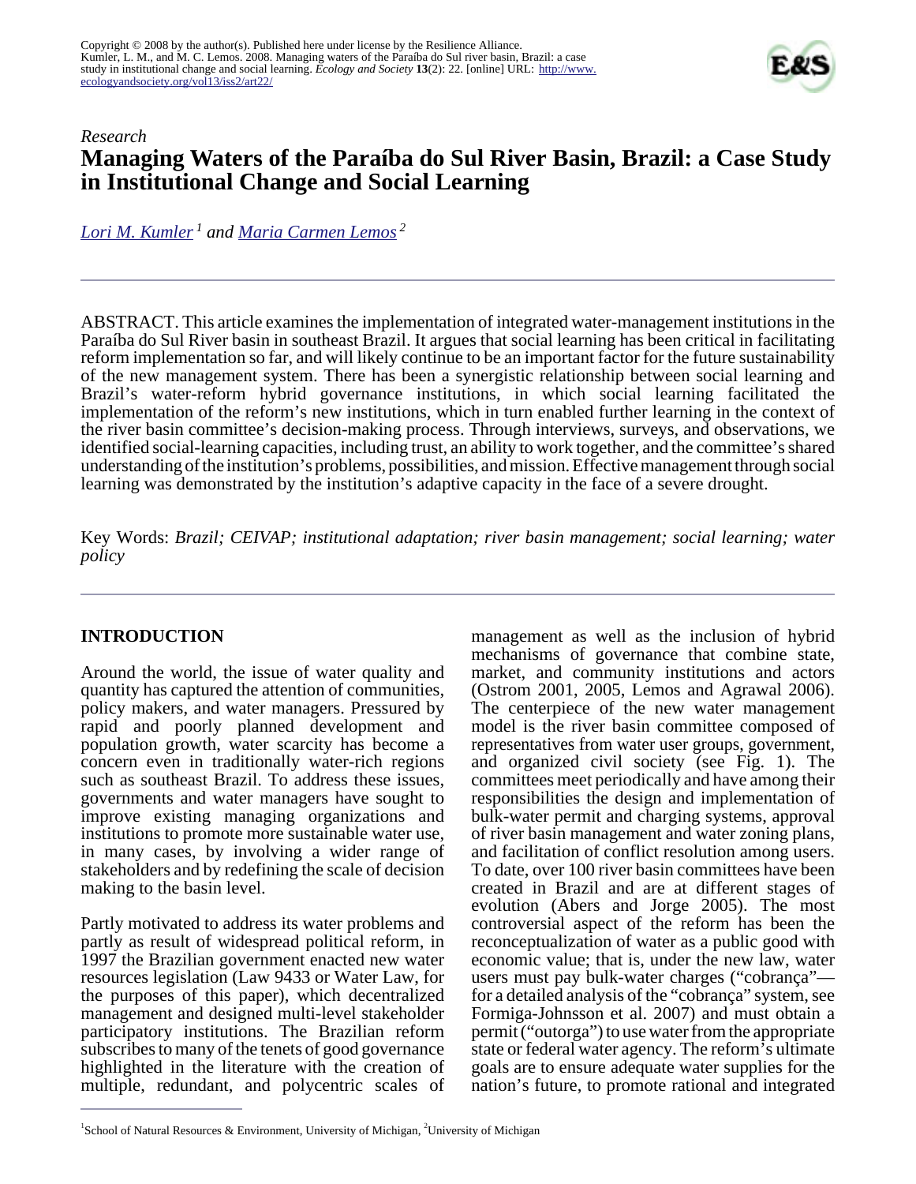# Research

# Managing Waters of the Paraíba do Sul River Basin, Brazil: a Case Study in Institutional Change and Social Learning

*Lori M. Kumler*[1] *and Maria Carmen Lemos*[2]

ABSTRACT. This article examines the implementation of integrated water-management institutions in the Paraíba do Sul River basin in southeast Brazil. It argues that social learning has been critical in facilitating reform implementation so far, and will likely continue to be an important factor for the future sustainability of the new management system. There has been a synergistic relationship between social learning and Brazil's water-reform hybrid governance institutions, in which social learning facilitated the implementation of the reform's new institutions, which in turn enabled further learning in the context of the river basin committee's decision-making process. Through interviews, surveys, and observations, we identified social-learning capacities, including trust, an ability to work together, and the committee's shared understanding of the institution's problems, possibilities, and mission. Effective management through social learning was demonstrated by the institution's adaptive capacity in the face of a severe drought.

Key Words: *Brazil; CEIVAP; institutional adaptation; river basin management; social learning; water policy*

## INTRODUCTION

Around the world, the issue of water quality and quantity has captured the attention of communities, policy makers, and water managers. Pressured by rapid and poorly planned development and population growth, water scarcity has become a concern even in traditionally water-rich regions such as southeast Brazil. To address these issues, governments and water managers have sought to improve existing managing organizations and institutions to promote more sustainable water use, in many cases, by involving a wider range of stakeholders and by redefining the scale of decision making to the basin level.

Partly motivated to address its water problems and partly as result of widespread political reform, in 1997 the Brazilian government enacted new water resources legislation (Law 9433 or Water Law, for the purposes of this paper), which decentralized management and designed multi-level stakeholder participatory institutions. The Brazilian reform subscribes to many of the tenets of good governance highlighted in the literature with the creation of multiple, redundant, and polycentric scales of management as well as the inclusion of hybrid mechanisms of governance that combine state, market, and community institutions and actors (Ostrom 2001, 2005, Lemos and Agrawal 2006). The centerpiece of the new water management model is the river basin committee composed of representatives from water user groups, government, and organized civil society (see Fig. 1). The committees meet periodically and have among their responsibilities the design and implementation of bulk-water permit and charging systems, approval of river basin management and water zoning plans, and facilitation of conflict resolution among users. To date, over 100 river basin committees have been created in Brazil and are at different stages of evolution (Abers and Jorge 2005). The most controversial aspect of the reform has been the reconceptualization of water as a public good with economic value; that is, under the new law, water users must pay bulk-water charges ("cobrança"—for a detailed analysis of the "cobrança" system, see Formiga-Johnsson et al. 2007) and must obtain a permit ("outorga") to use water from the appropriate state or federal water agency. The reform's ultimate goals are to ensure adequate water supplies for the nation's future, to promote rational and integrated

[1]School of Natural Resources & Environment, University of Michigan, [2]University of Michigan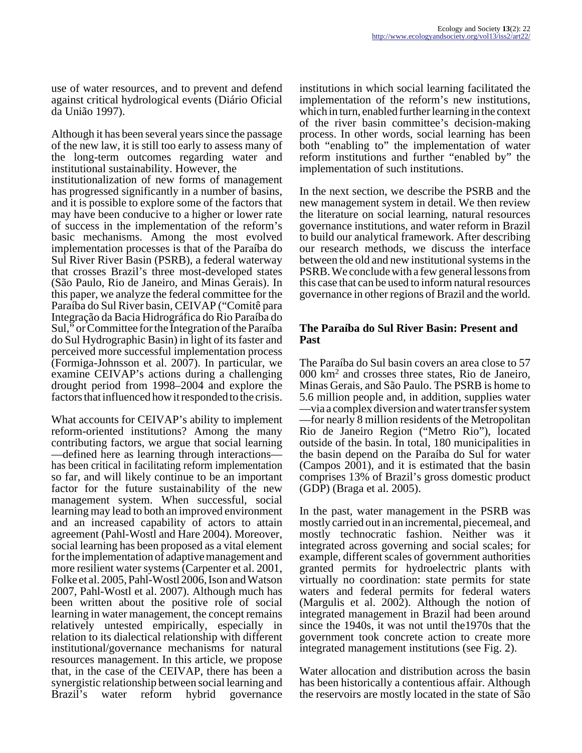use of water resources, and to prevent and defend against critical hydrological events (Diário Oficial da União 1997).

Although it has been several years since the passage of the new law, it is still too early to assess many of the long-term outcomes regarding water and institutional sustainability. However, the institutionalization of new forms of management has progressed significantly in a number of basins, and it is possible to explore some of the factors that may have been conducive to a higher or lower rate of success in the implementation of the reform's basic mechanisms. Among the most evolved implementation processes is that of the Paraíba do Sul River River Basin (PSRB), a federal waterway that crosses Brazil's three most-developed states (São Paulo, Rio de Janeiro, and Minas Gerais). In this paper, we analyze the federal committee for the Paraíba do Sul River basin, CEIVAP ("Comitê para Integração da Bacia Hidrográfica do Rio Paraíba do Sul," or Committee for the Integration of the Paraíba do Sul Hydrographic Basin) in light of its faster and perceived more successful implementation process (Formiga-Johnsson et al. 2007). In particular, we examine CEIVAP's actions during a challenging drought period from 1998–2004 and explore the factors that influenced how it responded to the crisis.

What accounts for CEIVAP's ability to implement reform-oriented institutions? Among the many contributing factors, we argue that social learning —defined here as learning through interactions— has been critical in facilitating reform implementation so far, and will likely continue to be an important factor for the future sustainability of the new management system. When successful, social learning may lead to both an improved environment and an increased capability of actors to attain agreement (Pahl-Wostl and Hare 2004). Moreover, social learning has been proposed as a vital element for the implementation of adaptive management and more resilient water systems (Carpenter et al. 2001, Folke et al. 2005, Pahl-Wostl 2006, Ison and Watson 2007, Pahl-Wostl et al. 2007). Although much has been written about the positive role of social learning in water management, the concept remains relatively untested empirically, especially in relation to its dialectical relationship with different institutional/governance mechanisms for natural resources management. In this article, we propose that, in the case of the CEIVAP, there has been a synergistic relationship between social learning and Brazil's water reform hybrid governance institutions in which social learning facilitated the implementation of the reform's new institutions, which in turn, enabled further learning in the context of the river basin committee's decision-making process. In other words, social learning has been both "enabling to" the implementation of water reform institutions and further "enabled by" the implementation of such institutions.

In the next section, we describe the PSRB and the new management system in detail. We then review the literature on social learning, natural resources governance institutions, and water reform in Brazil to build our analytical framework. After describing our research methods, we discuss the interface between the old and new institutional systems in the PSRB. We conclude with a few general lessons from this case that can be used to inform natural resources governance in other regions of Brazil and the world.

## The Paraíba do Sul River Basin: Present and Past

The Paraíba do Sul basin covers an area close to 57 000 km$^2$ and crosses three states, Rio de Janeiro, Minas Gerais, and São Paulo. The PSRB is home to 5.6 million people and, in addition, supplies water —via a complex diversion and water transfer system —for nearly 8 million residents of the Metropolitan Rio de Janeiro Region ("Metro Rio"), located outside of the basin. In total, 180 municipalities in the basin depend on the Paraíba do Sul for water (Campos 2001), and it is estimated that the basin comprises 13% of Brazil's gross domestic product (GDP) (Braga et al. 2005).

In the past, water management in the PSRB was mostly carried out in an incremental, piecemeal, and mostly technocratic fashion. Neither was it integrated across governing and social scales; for example, different scales of government authorities granted permits for hydroelectric plants with virtually no coordination: state permits for state waters and federal permits for federal waters (Margulis et al. 2002). Although the notion of integrated management in Brazil had been around since the 1940s, it was not until the1970s that the government took concrete action to create more integrated management institutions (see Fig. 2).

Water allocation and distribution across the basin has been historically a contentious affair. Although the reservoirs are mostly located in the state of São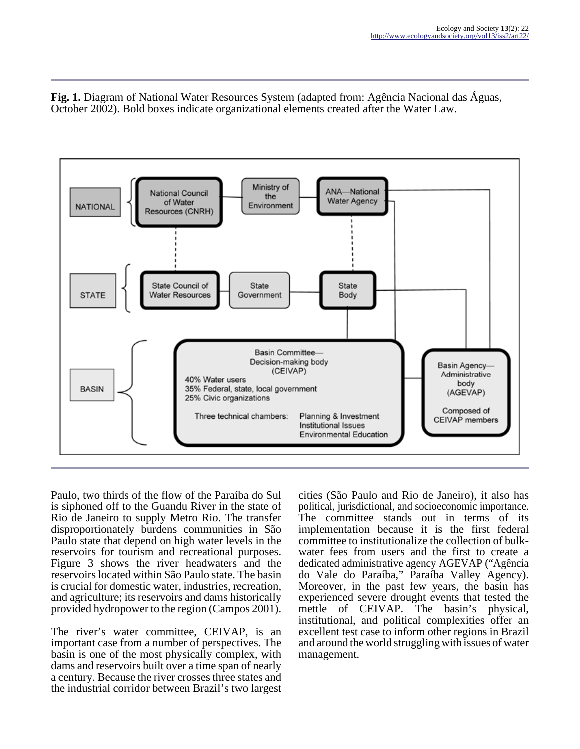**Fig. 1.** Diagram of National Water Resources System (adapted from: Agência Nacional das Águas, October 2002). Bold boxes indicate organizational elements created after the Water Law.

Paulo, two thirds of the flow of the Paraíba do Sul is siphoned off to the Guandu River in the state of Rio de Janeiro to supply Metro Rio. The transfer disproportionately burdens communities in São Paulo state that depend on high water levels in the reservoirs for tourism and recreational purposes. Figure 3 shows the river headwaters and the reservoirs located within São Paulo state. The basin is crucial for domestic water, industries, recreation, and agriculture; its reservoirs and dams historically provided hydropower to the region (Campos 2001).

The river's water committee, CEIVAP, is an important case from a number of perspectives. The basin is one of the most physically complex, with dams and reservoirs built over a time span of nearly a century. Because the river crosses three states and the industrial corridor between Brazil's two largest cities (São Paulo and Rio de Janeiro), it also has political, jurisdictional, and socioeconomic importance. The committee stands out in terms of its implementation because it is the first federal committee to institutionalize the collection of bulk-water fees from users and the first to create a dedicated administrative agency AGEVAP ("Agência do Vale do Paraíba," Paraíba Valley Agency). Moreover, in the past few years, the basin has experienced severe drought events that tested the mettle of CEIVAP. The basin's physical, institutional, and political complexities offer an excellent test case to inform other regions in Brazil and around the world struggling with issues of water management.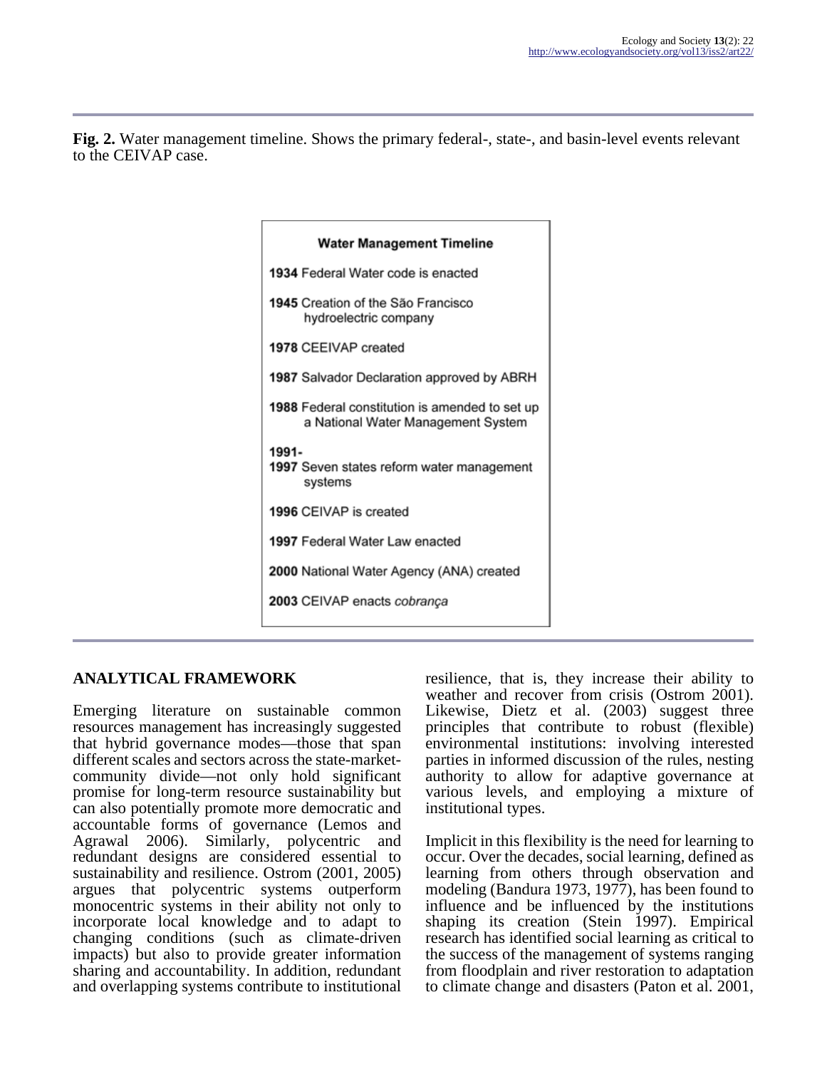**Fig. 2.** Water management timeline. Shows the primary federal-, state-, and basin-level events relevant to the CEIVAP case.

**Water Management Timeline**

**1934** Federal Water code is enacted

**1945** Creation of the São Francisco hydroelectric company

**1978** CEEIVAP created

**1987** Salvador Declaration approved by ABRH

**1988** Federal constitution is amended to set up a National Water Management System

**1991-1997** Seven states reform water management systems

**1996** CEIVAP is created

**1997** Federal Water Law enacted

**2000** National Water Agency (ANA) created

**2003** CEIVAP enacts *cobrança*

## ANALYTICAL FRAMEWORK

Emerging literature on sustainable common resources management has increasingly suggested that hybrid governance modes—those that span different scales and sectors across the state-market-community divide—not only hold significant promise for long-term resource sustainability but can also potentially promote more democratic and accountable forms of governance (Lemos and Agrawal 2006). Similarly, polycentric and redundant designs are considered essential to sustainability and resilience. Ostrom (2001, 2005) argues that polycentric systems outperform monocentric systems in their ability not only to incorporate local knowledge and to adapt to changing conditions (such as climate-driven impacts) but also to provide greater information sharing and accountability. In addition, redundant and overlapping systems contribute to institutional resilience, that is, they increase their ability to weather and recover from crisis (Ostrom 2001). Likewise, Dietz et al. (2003) suggest three principles that contribute to robust (flexible) environmental institutions: involving interested parties in informed discussion of the rules, nesting authority to allow for adaptive governance at various levels, and employing a mixture of institutional types.

Implicit in this flexibility is the need for learning to occur. Over the decades, social learning, defined as learning from others through observation and modeling (Bandura 1973, 1977), has been found to influence and be influenced by the institutions shaping its creation (Stein 1997). Empirical research has identified social learning as critical to the success of the management of systems ranging from floodplain and river restoration to adaptation to climate change and disasters (Paton et al. 2001,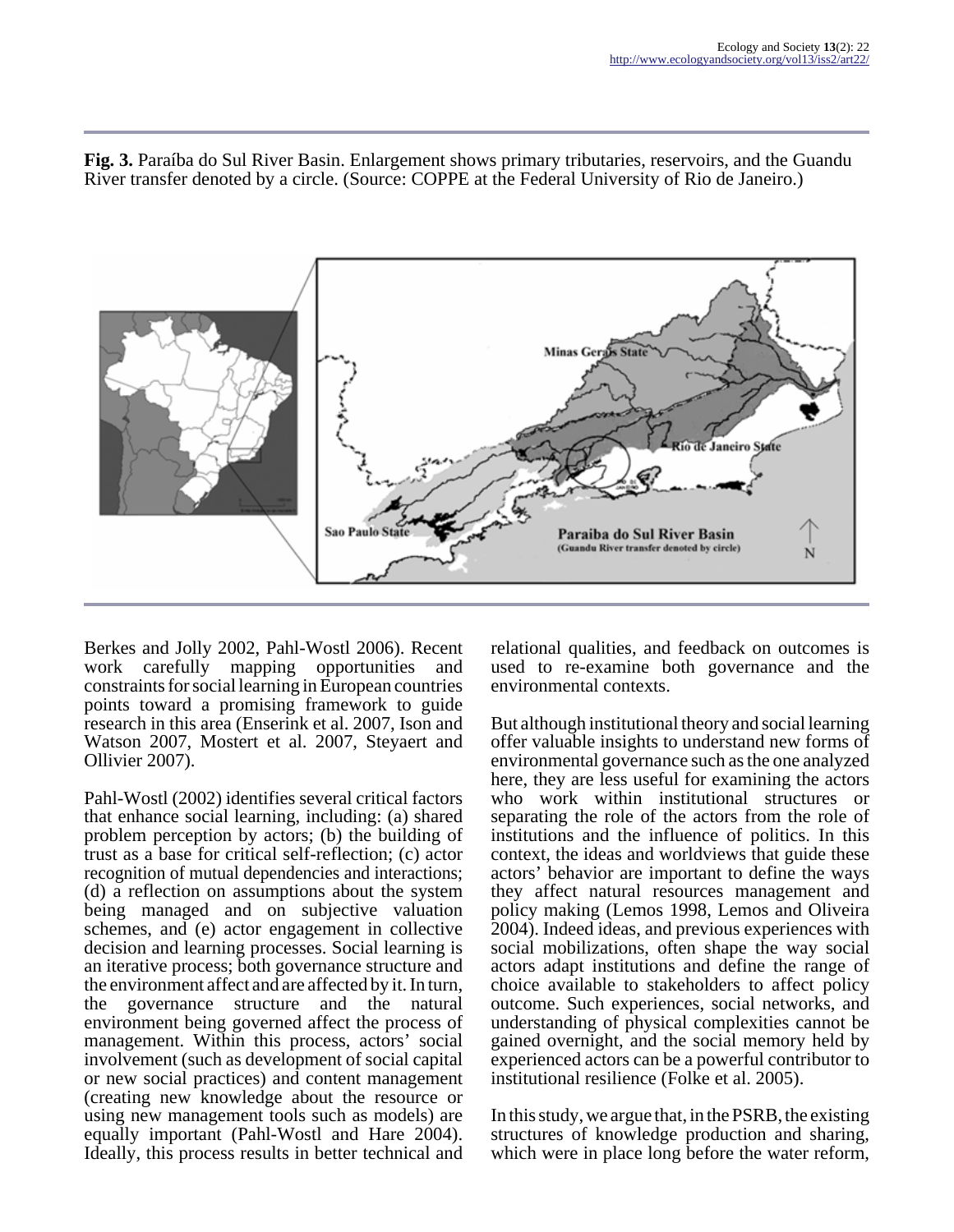**Fig. 3.** Paraíba do Sul River Basin. Enlargement shows primary tributaries, reservoirs, and the Guandu River transfer denoted by a circle. (Source: COPPE at the Federal University of Rio de Janeiro.)

Berkes and Jolly 2002, Pahl-Wostl 2006). Recent work carefully mapping opportunities and constraints for social learning in European countries points toward a promising framework to guide research in this area (Enserink et al. 2007, Ison and Watson 2007, Mostert et al. 2007, Steyaert and Ollivier 2007).

Pahl-Wostl (2002) identifies several critical factors that enhance social learning, including: (a) shared problem perception by actors; (b) the building of trust as a base for critical self-reflection; (c) actor recognition of mutual dependencies and interactions; (d) a reflection on assumptions about the system being managed and on subjective valuation schemes, and (e) actor engagement in collective decision and learning processes. Social learning is an iterative process; both governance structure and the environment affect and are affected by it. In turn, the governance structure and the natural environment being governed affect the process of management. Within this process, actors' social involvement (such as development of social capital or new social practices) and content management (creating new knowledge about the resource or using new management tools such as models) are equally important (Pahl-Wostl and Hare 2004). Ideally, this process results in better technical and relational qualities, and feedback on outcomes is used to re-examine both governance and the environmental contexts.

But although institutional theory and social learning offer valuable insights to understand new forms of environmental governance such as the one analyzed here, they are less useful for examining the actors who work within institutional structures or separating the role of the actors from the role of institutions and the influence of politics. In this context, the ideas and worldviews that guide these actors' behavior are important to define the ways they affect natural resources management and policy making (Lemos 1998, Lemos and Oliveira 2004). Indeed ideas, and previous experiences with social mobilizations, often shape the way social actors adapt institutions and define the range of choice available to stakeholders to affect policy outcome. Such experiences, social networks, and understanding of physical complexities cannot be gained overnight, and the social memory held by experienced actors can be a powerful contributor to institutional resilience (Folke et al. 2005).

In this study, we argue that, in the PSRB, the existing structures of knowledge production and sharing, which were in place long before the water reform,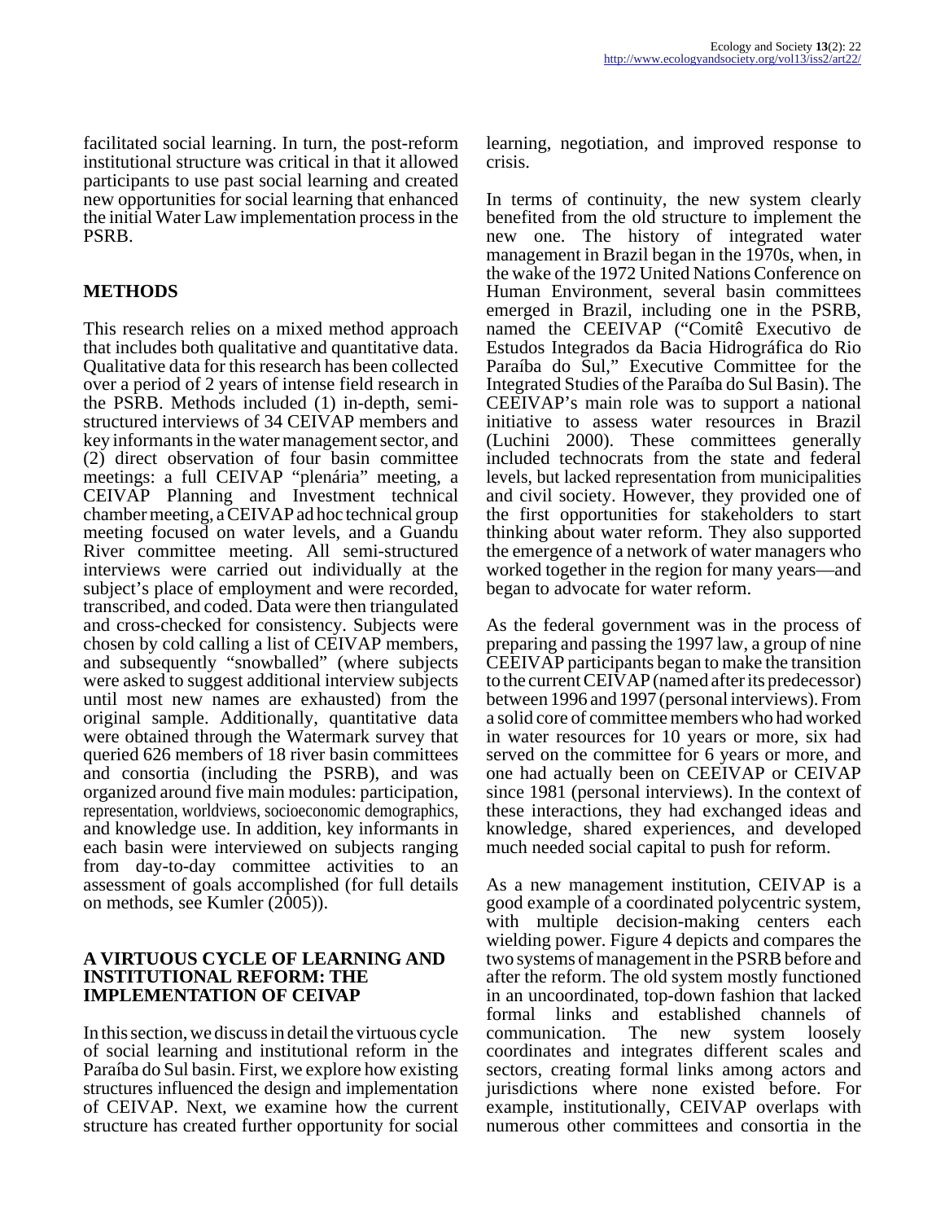facilitated social learning. In turn, the post-reform institutional structure was critical in that it allowed participants to use past social learning and created new opportunities for social learning that enhanced the initial Water Law implementation process in the PSRB.

## METHODS

This research relies on a mixed method approach that includes both qualitative and quantitative data. Qualitative data for this research has been collected over a period of 2 years of intense field research in the PSRB. Methods included (1) in-depth, semi-structured interviews of 34 CEIVAP members and key informants in the water management sector, and (2) direct observation of four basin committee meetings: a full CEIVAP "plenária" meeting, a CEIVAP Planning and Investment technical chamber meeting, a CEIVAP ad hoc technical group meeting focused on water levels, and a Guandu River committee meeting. All semi-structured interviews were carried out individually at the subject's place of employment and were recorded, transcribed, and coded. Data were then triangulated and cross-checked for consistency. Subjects were chosen by cold calling a list of CEIVAP members, and subsequently "snowballed" (where subjects were asked to suggest additional interview subjects until most new names are exhausted) from the original sample. Additionally, quantitative data were obtained through the Watermark survey that queried 626 members of 18 river basin committees and consortia (including the PSRB), and was organized around five main modules: participation, representation, worldviews, socioeconomic demographics, and knowledge use. In addition, key informants in each basin were interviewed on subjects ranging from day-to-day committee activities to an assessment of goals accomplished (for full details on methods, see Kumler (2005)).

## A VIRTUOUS CYCLE OF LEARNING AND INSTITUTIONAL REFORM: THE IMPLEMENTATION OF CEIVAP

In this section, we discuss in detail the virtuous cycle of social learning and institutional reform in the Paraíba do Sul basin. First, we explore how existing structures influenced the design and implementation of CEIVAP. Next, we examine how the current structure has created further opportunity for social learning, negotiation, and improved response to crisis.

In terms of continuity, the new system clearly benefited from the old structure to implement the new one. The history of integrated water management in Brazil began in the 1970s, when, in the wake of the 1972 United Nations Conference on Human Environment, several basin committees emerged in Brazil, including one in the PSRB, named the CEEIVAP ("Comitê Executivo de Estudos Integrados da Bacia Hidrográfica do Rio Paraíba do Sul," Executive Committee for the Integrated Studies of the Paraíba do Sul Basin). The CEEIVAP's main role was to support a national initiative to assess water resources in Brazil (Luchini 2000). These committees generally included technocrats from the state and federal levels, but lacked representation from municipalities and civil society. However, they provided one of the first opportunities for stakeholders to start thinking about water reform. They also supported the emergence of a network of water managers who worked together in the region for many years—and began to advocate for water reform.

As the federal government was in the process of preparing and passing the 1997 law, a group of nine CEEIVAP participants began to make the transition to the current CEIVAP (named after its predecessor) between 1996 and 1997 (personal interviews). From a solid core of committee members who had worked in water resources for 10 years or more, six had served on the committee for 6 years or more, and one had actually been on CEEIVAP or CEIVAP since 1981 (personal interviews). In the context of these interactions, they had exchanged ideas and knowledge, shared experiences, and developed much needed social capital to push for reform.

As a new management institution, CEIVAP is a good example of a coordinated polycentric system, with multiple decision-making centers each wielding power. Figure 4 depicts and compares the two systems of management in the PSRB before and after the reform. The old system mostly functioned in an uncoordinated, top-down fashion that lacked formal links and established channels of communication. The new system loosely coordinates and integrates different scales and sectors, creating formal links among actors and jurisdictions where none existed before. For example, institutionally, CEIVAP overlaps with numerous other committees and consortia in the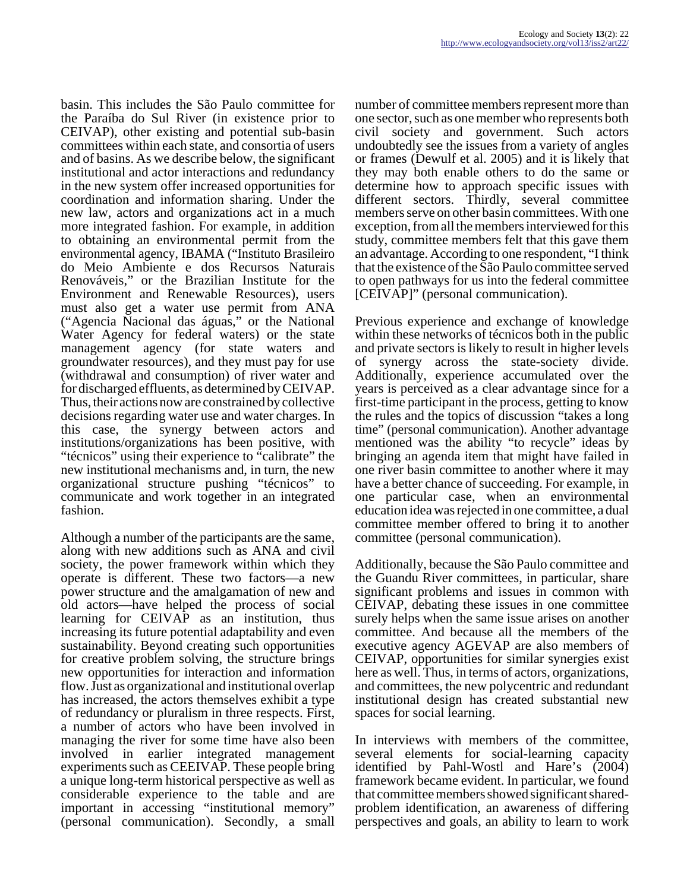basin. This includes the São Paulo committee for the Paraíba do Sul River (in existence prior to CEIVAP), other existing and potential sub-basin committees within each state, and consortia of users and of basins. As we describe below, the significant institutional and actor interactions and redundancy in the new system offer increased opportunities for coordination and information sharing. Under the new law, actors and organizations act in a much more integrated fashion. For example, in addition to obtaining an environmental permit from the environmental agency, IBAMA ("Instituto Brasileiro do Meio Ambiente e dos Recursos Naturais Renováveis," or the Brazilian Institute for the Environment and Renewable Resources), users must also get a water use permit from ANA ("Agencia Nacional das águas," or the National Water Agency for federal waters) or the state management agency (for state waters and groundwater resources), and they must pay for use (withdrawal and consumption) of river water and for discharged effluents, as determined by CEIVAP. Thus, their actions now are constrained by collective decisions regarding water use and water charges. In this case, the synergy between actors and institutions/organizations has been positive, with "técnicos" using their experience to "calibrate" the new institutional mechanisms and, in turn, the new organizational structure pushing "técnicos" to communicate and work together in an integrated fashion.

Although a number of the participants are the same, along with new additions such as ANA and civil society, the power framework within which they operate is different. These two factors—a new power structure and the amalgamation of new and old actors—have helped the process of social learning for CEIVAP as an institution, thus increasing its future potential adaptability and even sustainability. Beyond creating such opportunities for creative problem solving, the structure brings new opportunities for interaction and information flow. Just as organizational and institutional overlap has increased, the actors themselves exhibit a type of redundancy or pluralism in three respects. First, a number of actors who have been involved in managing the river for some time have also been involved in earlier integrated management experiments such as CEEIVAP. These people bring a unique long-term historical perspective as well as considerable experience to the table and are important in accessing "institutional memory" (personal communication). Secondly, a small number of committee members represent more than one sector, such as one member who represents both civil society and government. Such actors undoubtedly see the issues from a variety of angles or frames (Dewulf et al. 2005) and it is likely that they may both enable others to do the same or determine how to approach specific issues with different sectors. Thirdly, several committee members serve on other basin committees. With one exception, from all the members interviewed for this study, committee members felt that this gave them an advantage. According to one respondent, "I think that the existence of the São Paulo committee served to open pathways for us into the federal committee [CEIVAP]" (personal communication).

Previous experience and exchange of knowledge within these networks of técnicos both in the public and private sectors is likely to result in higher levels of synergy across the state-society divide. Additionally, experience accumulated over the years is perceived as a clear advantage since for a first-time participant in the process, getting to know the rules and the topics of discussion "takes a long time" (personal communication). Another advantage mentioned was the ability "to recycle" ideas by bringing an agenda item that might have failed in one river basin committee to another where it may have a better chance of succeeding. For example, in one particular case, when an environmental education idea was rejected in one committee, a dual committee member offered to bring it to another committee (personal communication).

Additionally, because the São Paulo committee and the Guandu River committees, in particular, share significant problems and issues in common with CEIVAP, debating these issues in one committee surely helps when the same issue arises on another committee. And because all the members of the executive agency AGEVAP are also members of CEIVAP, opportunities for similar synergies exist here as well. Thus, in terms of actors, organizations, and committees, the new polycentric and redundant institutional design has created substantial new spaces for social learning.

In interviews with members of the committee, several elements for social-learning capacity identified by Pahl-Wostl and Hare's (2004) framework became evident. In particular, we found that committee members showed significant shared-problem identification, an awareness of differing perspectives and goals, an ability to learn to work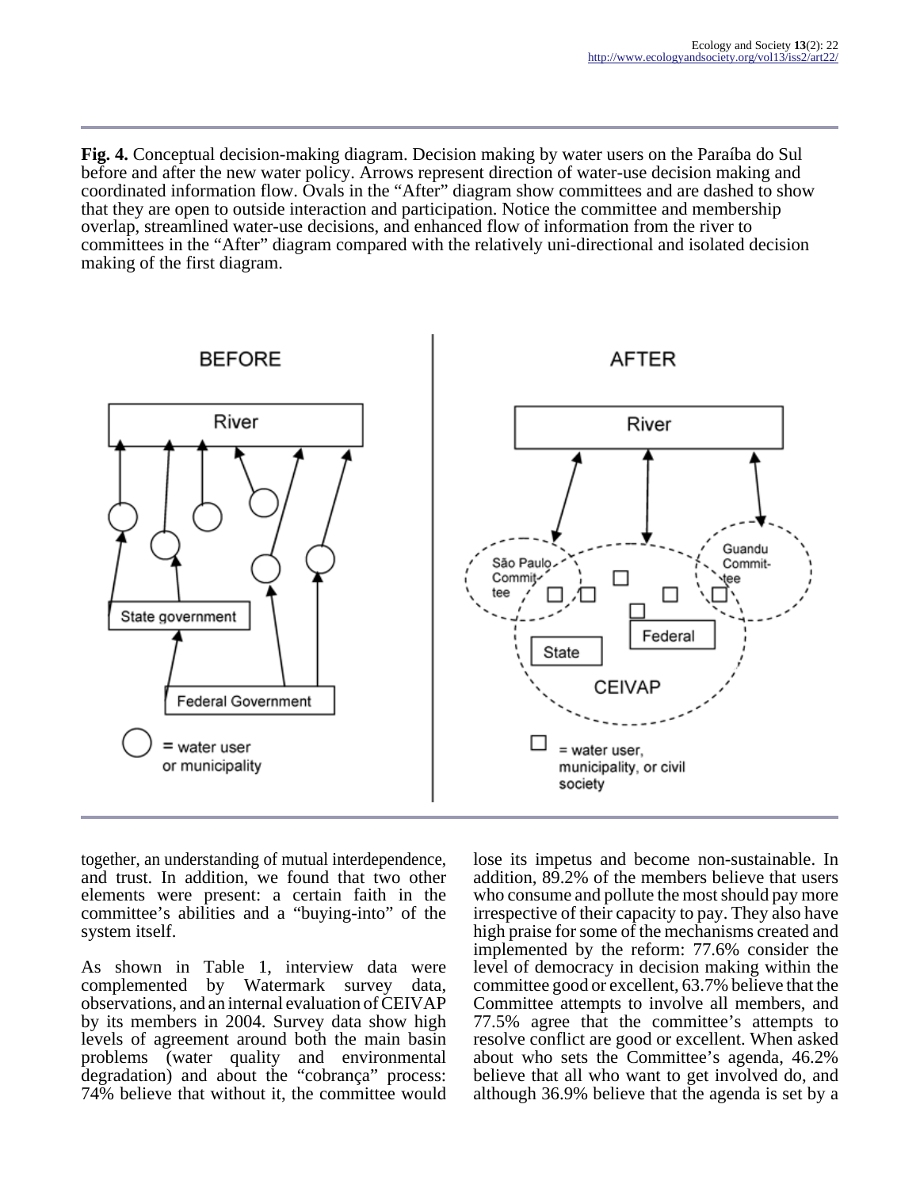**Fig. 4.** Conceptual decision-making diagram. Decision making by water users on the Paraíba do Sul before and after the new water policy. Arrows represent direction of water-use decision making and coordinated information flow. Ovals in the "After" diagram show committees and are dashed to show that they are open to outside interaction and participation. Notice the committee and membership overlap, streamlined water-use decisions, and enhanced flow of information from the river to committees in the "After" diagram compared with the relatively uni-directional and isolated decision making of the first diagram.

together, an understanding of mutual interdependence, and trust. In addition, we found that two other elements were present: a certain faith in the committee's abilities and a "buying-into" of the system itself.

As shown in Table 1, interview data were complemented by Watermark survey data, observations, and an internal evaluation of CEIVAP by its members in 2004. Survey data show high levels of agreement around both the main basin problems (water quality and environmental degradation) and about the "cobrança" process: 74% believe that without it, the committee would lose its impetus and become non-sustainable. In addition, 89.2% of the members believe that users who consume and pollute the most should pay more irrespective of their capacity to pay. They also have high praise for some of the mechanisms created and implemented by the reform: 77.6% consider the level of democracy in decision making within the committee good or excellent, 63.7% believe that the Committee attempts to involve all members, and 77.5% agree that the committee's attempts to resolve conflict are good or excellent. When asked about who sets the Committee's agenda, 46.2% believe that all who want to get involved do, and although 36.9% believe that the agenda is set by a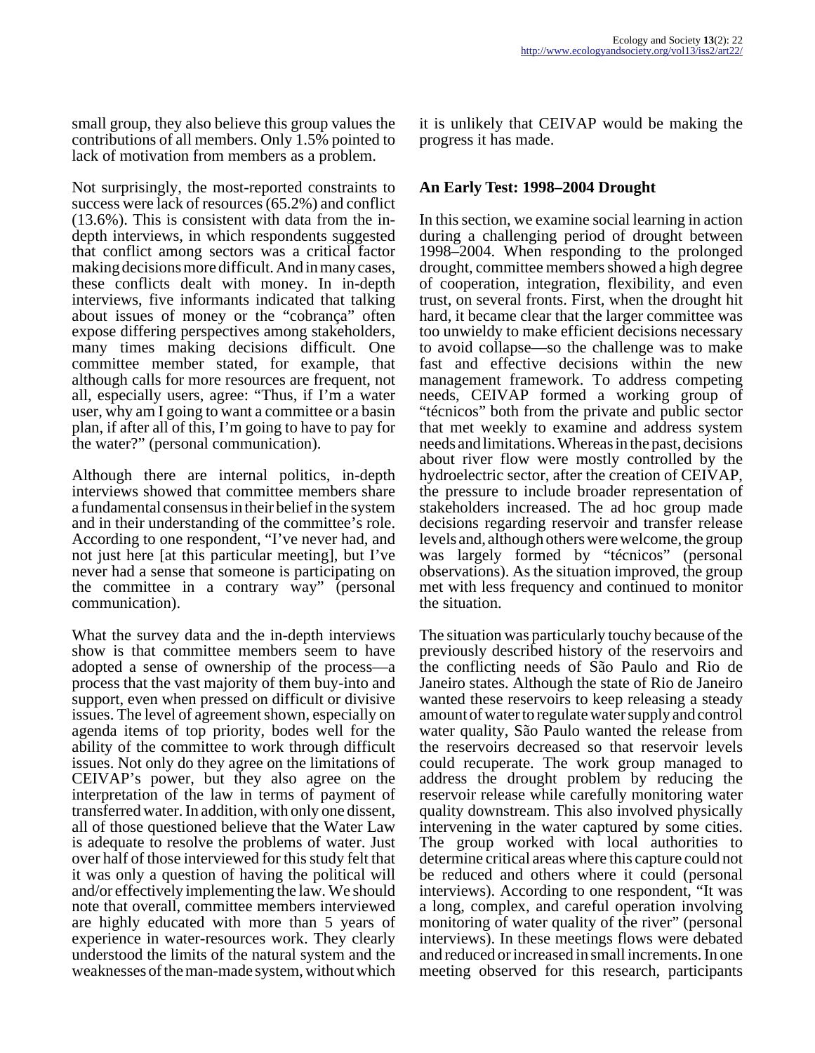small group, they also believe this group values the contributions of all members. Only 1.5% pointed to lack of motivation from members as a problem.

Not surprisingly, the most-reported constraints to success were lack of resources (65.2%) and conflict (13.6%). This is consistent with data from the in-depth interviews, in which respondents suggested that conflict among sectors was a critical factor making decisions more difficult. And in many cases, these conflicts dealt with money. In in-depth interviews, five informants indicated that talking about issues of money or the "cobrança" often expose differing perspectives among stakeholders, many times making decisions difficult. One committee member stated, for example, that although calls for more resources are frequent, not all, especially users, agree: "Thus, if I'm a water user, why am I going to want a committee or a basin plan, if after all of this, I'm going to have to pay for the water?" (personal communication).

Although there are internal politics, in-depth interviews showed that committee members share a fundamental consensus in their belief in the system and in their understanding of the committee's role. According to one respondent, "I've never had, and not just here [at this particular meeting], but I've never had a sense that someone is participating on the committee in a contrary way" (personal communication).

What the survey data and the in-depth interviews show is that committee members seem to have adopted a sense of ownership of the process—a process that the vast majority of them buy-into and support, even when pressed on difficult or divisive issues. The level of agreement shown, especially on agenda items of top priority, bodes well for the ability of the committee to work through difficult issues. Not only do they agree on the limitations of CEIVAP's power, but they also agree on the interpretation of the law in terms of payment of transferred water. In addition, with only one dissent, all of those questioned believe that the Water Law is adequate to resolve the problems of water. Just over half of those interviewed for this study felt that it was only a question of having the political will and/or effectively implementing the law. We should note that overall, committee members interviewed are highly educated with more than 5 years of experience in water-resources work. They clearly understood the limits of the natural system and the weaknesses of the man-made system, without which it is unlikely that CEIVAP would be making the progress it has made.

## An Early Test: 1998–2004 Drought

In this section, we examine social learning in action during a challenging period of drought between 1998–2004. When responding to the prolonged drought, committee members showed a high degree of cooperation, integration, flexibility, and even trust, on several fronts. First, when the drought hit hard, it became clear that the larger committee was too unwieldy to make efficient decisions necessary to avoid collapse—so the challenge was to make fast and effective decisions within the new management framework. To address competing needs, CEIVAP formed a working group of "técnicos" both from the private and public sector that met weekly to examine and address system needs and limitations. Whereas in the past, decisions about river flow were mostly controlled by the hydroelectric sector, after the creation of CEIVAP, the pressure to include broader representation of stakeholders increased. The ad hoc group made decisions regarding reservoir and transfer release levels and, although others were welcome, the group was largely formed by "técnicos" (personal observations). As the situation improved, the group met with less frequency and continued to monitor the situation.

The situation was particularly touchy because of the previously described history of the reservoirs and the conflicting needs of São Paulo and Rio de Janeiro states. Although the state of Rio de Janeiro wanted these reservoirs to keep releasing a steady amount of water to regulate water supply and control water quality, São Paulo wanted the release from the reservoirs decreased so that reservoir levels could recuperate. The work group managed to address the drought problem by reducing the reservoir release while carefully monitoring water quality downstream. This also involved physically intervening in the water captured by some cities. The group worked with local authorities to determine critical areas where this capture could not be reduced and others where it could (personal interviews). According to one respondent, "It was a long, complex, and careful operation involving monitoring of water quality of the river" (personal interviews). In these meetings flows were debated and reduced or increased in small increments. In one meeting observed for this research, participants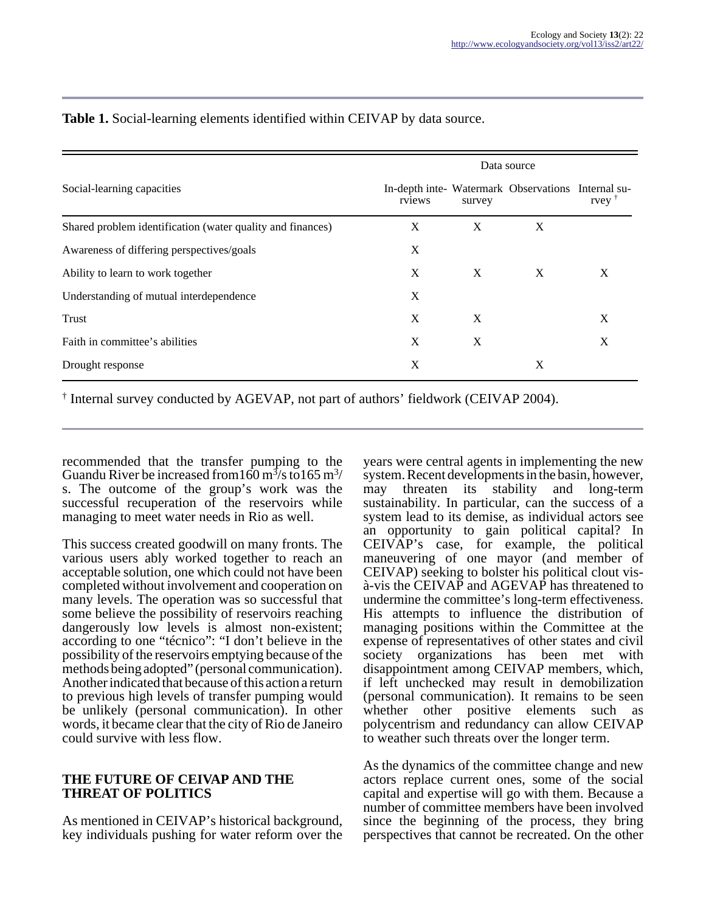**Table 1.** Social-learning elements identified within CEIVAP by data source.

| Social-learning capacities | Data source | | | |
|---|---|---|---|---|
| | In-depth interviews | Watermark survey | Observations | Internal survey † |
| Shared problem identification (water quality and finances) | X | X | X | |
| Awareness of differing perspectives/goals | X | | | |
| Ability to learn to work together | X | X | X | X |
| Understanding of mutual interdependence | X | | | |
| Trust | X | X | | X |
| Faith in committee's abilities | X | X | | X |
| Drought response | X | | X | |

† Internal survey conducted by AGEVAP, not part of authors' fieldwork (CEIVAP 2004).

recommended that the transfer pumping to the Guandu River be increased from $160\ m^3/s$ to $165\ m^3/s$. The outcome of the group's work was the successful recuperation of the reservoirs while managing to meet water needs in Rio as well.

This success created goodwill on many fronts. The various users ably worked together to reach an acceptable solution, one which could not have been completed without involvement and cooperation on many levels. The operation was so successful that some believe the possibility of reservoirs reaching dangerously low levels is almost non-existent; according to one "técnico": "I don't believe in the possibility of the reservoirs emptying because of the methods being adopted" (personal communication). Another indicated that because of this action a return to previous high levels of transfer pumping would be unlikely (personal communication). In other words, it became clear that the city of Rio de Janeiro could survive with less flow.

## THE FUTURE OF CEIVAP AND THE THREAT OF POLITICS

As mentioned in CEIVAP's historical background, key individuals pushing for water reform over the years were central agents in implementing the new system. Recent developments in the basin, however, may threaten its stability and long-term sustainability. In particular, can the success of a system lead to its demise, as individual actors see an opportunity to gain political capital? In CEIVAP's case, for example, the political maneuvering of one mayor (and member of CEIVAP) seeking to bolster his political clout vis-à-vis the CEIVAP and AGEVAP has threatened to undermine the committee's long-term effectiveness. His attempts to influence the distribution of managing positions within the Committee at the expense of representatives of other states and civil society organizations has been met with disappointment among CEIVAP members, which, if left unchecked may result in demobilization (personal communication). It remains to be seen whether other positive elements such as polycentrism and redundancy can allow CEIVAP to weather such threats over the longer term.

As the dynamics of the committee change and new actors replace current ones, some of the social capital and expertise will go with them. Because a number of committee members have been involved since the beginning of the process, they bring perspectives that cannot be recreated. On the other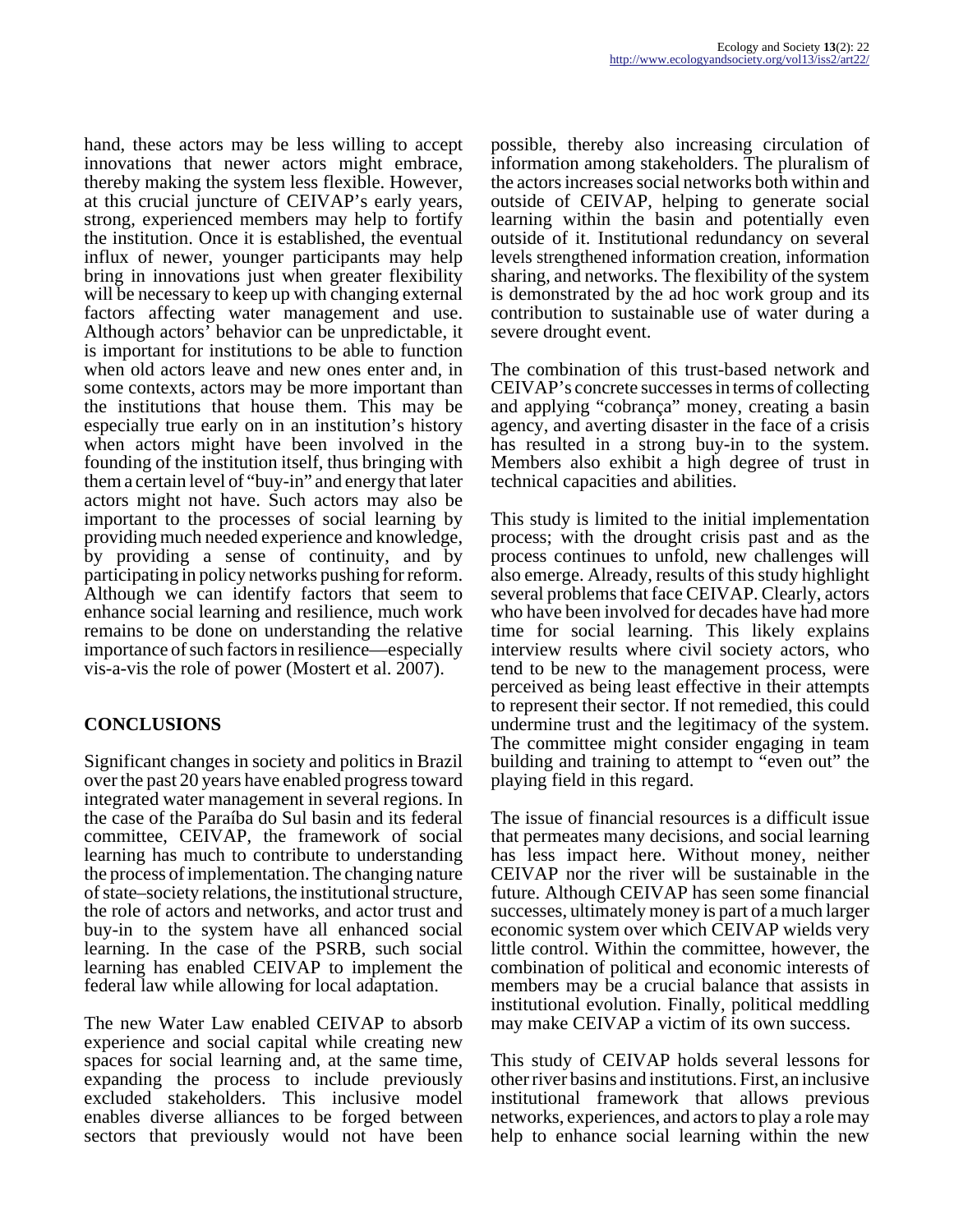hand, these actors may be less willing to accept innovations that newer actors might embrace, thereby making the system less flexible. However, at this crucial juncture of CEIVAP's early years, strong, experienced members may help to fortify the institution. Once it is established, the eventual influx of newer, younger participants may help bring in innovations just when greater flexibility will be necessary to keep up with changing external factors affecting water management and use. Although actors' behavior can be unpredictable, it is important for institutions to be able to function when old actors leave and new ones enter and, in some contexts, actors may be more important than the institutions that house them. This may be especially true early on in an institution's history when actors might have been involved in the founding of the institution itself, thus bringing with them a certain level of "buy-in" and energy that later actors might not have. Such actors may also be important to the processes of social learning by providing much needed experience and knowledge, by providing a sense of continuity, and by participating in policy networks pushing for reform. Although we can identify factors that seem to enhance social learning and resilience, much work remains to be done on understanding the relative importance of such factors in resilience—especially vis-a-vis the role of power (Mostert et al. 2007).

## CONCLUSIONS

Significant changes in society and politics in Brazil over the past 20 years have enabled progress toward integrated water management in several regions. In the case of the Paraíba do Sul basin and its federal committee, CEIVAP, the framework of social learning has much to contribute to understanding the process of implementation. The changing nature of state–society relations, the institutional structure, the role of actors and networks, and actor trust and buy-in to the system have all enhanced social learning. In the case of the PSRB, such social learning has enabled CEIVAP to implement the federal law while allowing for local adaptation.

The new Water Law enabled CEIVAP to absorb experience and social capital while creating new spaces for social learning and, at the same time, expanding the process to include previously excluded stakeholders. This inclusive model enables diverse alliances to be forged between sectors that previously would not have been possible, thereby also increasing circulation of information among stakeholders. The pluralism of the actors increases social networks both within and outside of CEIVAP, helping to generate social learning within the basin and potentially even outside of it. Institutional redundancy on several levels strengthened information creation, information sharing, and networks. The flexibility of the system is demonstrated by the ad hoc work group and its contribution to sustainable use of water during a severe drought event.

The combination of this trust-based network and CEIVAP's concrete successes in terms of collecting and applying "cobrança" money, creating a basin agency, and averting disaster in the face of a crisis has resulted in a strong buy-in to the system. Members also exhibit a high degree of trust in technical capacities and abilities.

This study is limited to the initial implementation process; with the drought crisis past and as the process continues to unfold, new challenges will also emerge. Already, results of this study highlight several problems that face CEIVAP. Clearly, actors who have been involved for decades have had more time for social learning. This likely explains interview results where civil society actors, who tend to be new to the management process, were perceived as being least effective in their attempts to represent their sector. If not remedied, this could undermine trust and the legitimacy of the system. The committee might consider engaging in team building and training to attempt to "even out" the playing field in this regard.

The issue of financial resources is a difficult issue that permeates many decisions, and social learning has less impact here. Without money, neither CEIVAP nor the river will be sustainable in the future. Although CEIVAP has seen some financial successes, ultimately money is part of a much larger economic system over which CEIVAP wields very little control. Within the committee, however, the combination of political and economic interests of members may be a crucial balance that assists in institutional evolution. Finally, political meddling may make CEIVAP a victim of its own success.

This study of CEIVAP holds several lessons for other river basins and institutions. First, an inclusive institutional framework that allows previous networks, experiences, and actors to play a role may help to enhance social learning within the new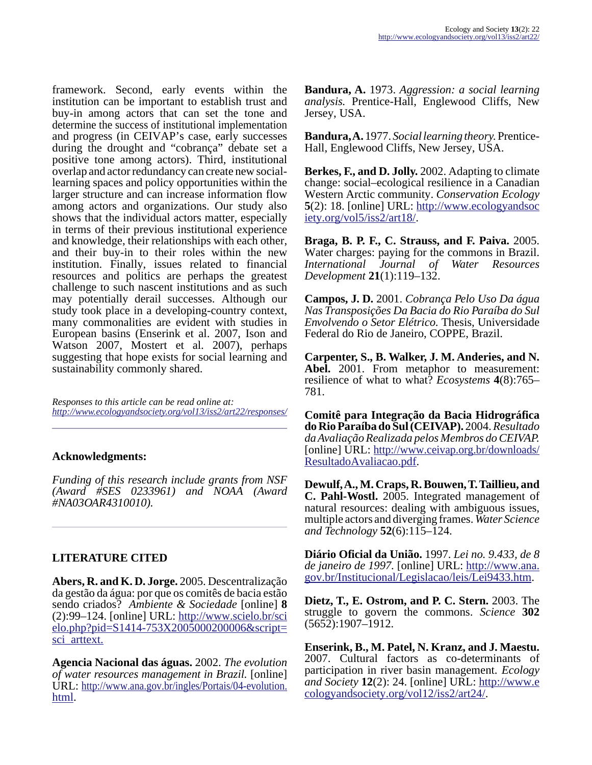framework. Second, early events within the institution can be important to establish trust and buy-in among actors that can set the tone and determine the success of institutional implementation and progress (in CEIVAP's case, early successes during the drought and "cobrança" debate set a positive tone among actors). Third, institutional overlap and actor redundancy can create new social-learning spaces and policy opportunities within the larger structure and can increase information flow among actors and organizations. Our study also shows that the individual actors matter, especially in terms of their previous institutional experience and knowledge, their relationships with each other, and their buy-in to their roles within the new institution. Finally, issues related to financial resources and politics are perhaps the greatest challenge to such nascent institutions and as such may potentially derail successes. Although our study took place in a developing-country context, many commonalities are evident with studies in European basins (Enserink et al. 2007, Ison and Watson 2007, Mostert et al. 2007), perhaps suggesting that hope exists for social learning and sustainability commonly shared.

*Responses to this article can be read online at:*
*http://www.ecologyandsociety.org/vol13/iss2/art22/responses/*

## Acknowledgments:

*Funding of this research include grants from NSF (Award #SES 0233961) and NOAA (Award #NA03OAR4310010).*

## LITERATURE CITED

**Abers, R. and K. D. Jorge.** 2005. Descentralização da gestão da água: por que os comitês de bacia estão sendo criados? *Ambiente & Sociedade* [online] **8** (2):99–124. [online] URL: http://www.scielo.br/scielo.php?pid=S1414-753X2005000200006&script=sci_arttext.

**Agencia Nacional das águas.** 2002. *The evolution of water resources management in Brazil.* [online] URL: http://www.ana.gov.br/ingles/Portais/04-evolution.html.

**Bandura, A.** 1973. *Aggression: a social learning analysis.* Prentice-Hall, Englewood Cliffs, New Jersey, USA.

**Bandura, A.** 1977. *Social learning theory.* Prentice-Hall, Englewood Cliffs, New Jersey, USA.

**Berkes, F., and D. Jolly.** 2002. Adapting to climate change: social–ecological resilience in a Canadian Western Arctic community. *Conservation Ecology* **5**(2): 18. [online] URL: http://www.ecologyandsociety.org/vol5/iss2/art18/.

**Braga, B. P. F., C. Strauss, and F. Paiva.** 2005. Water charges: paying for the commons in Brazil. *International Journal of Water Resources Development* **21**(1):119–132.

**Campos, J. D.** 2001. *Cobrança Pelo Uso Da água Nas Transposições Da Bacia do Rio Paraíba do Sul Envolvendo o Setor Elétrico.* Thesis, Universidade Federal do Rio de Janeiro, COPPE, Brazil.

**Carpenter, S., B. Walker, J. M. Anderies, and N. Abel.** 2001. From metaphor to measurement: resilience of what to what? *Ecosystems* **4**(8):765–781.

**Comitê para Integração da Bacia Hidrográfica do Rio Paraíba do Sul (CEIVAP).** 2004. *Resultado da Avaliação Realizada pelos Membros do CEIVAP.* [online] URL: http://www.ceivap.org.br/downloads/ResultadoAvaliacao.pdf.

**Dewulf, A., M. Craps, R. Bouwen, T. Taillieu, and C. Pahl-Wostl.** 2005. Integrated management of natural resources: dealing with ambiguous issues, multiple actors and diverging frames. *Water Science and Technology* **52**(6):115–124.

**Diário Oficial da União.** 1997. *Lei no. 9.433, de 8 de janeiro de 1997.* [online] URL: http://www.ana.gov.br/Institucional/Legislacao/leis/Lei9433.htm.

**Dietz, T., E. Ostrom, and P. C. Stern.** 2003. The struggle to govern the commons. *Science* **302** (5652):1907–1912.

**Enserink, B., M. Patel, N. Kranz, and J. Maestu.** 2007. Cultural factors as co-determinants of participation in river basin management. *Ecology and Society* **12**(2): 24. [online] URL: http://www.ecologyandsociety.org/vol12/iss2/art24/.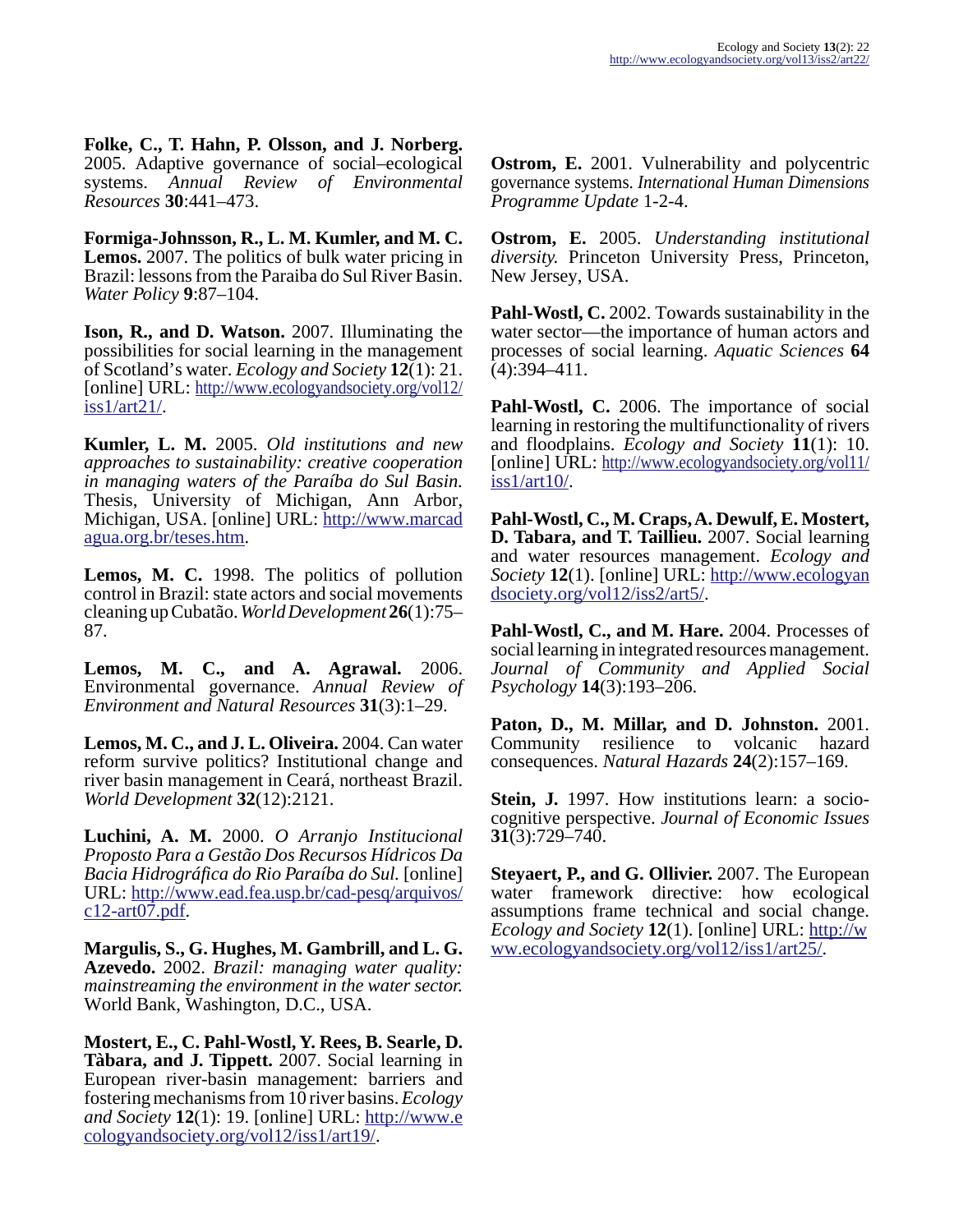**Folke, C., T. Hahn, P. Olsson, and J. Norberg.** 2005. Adaptive governance of social–ecological systems. *Annual Review of Environmental Resources* **30**:441–473.

**Formiga-Johnsson, R., L. M. Kumler, and M. C. Lemos.** 2007. The politics of bulk water pricing in Brazil: lessons from the Paraiba do Sul River Basin. *Water Policy* **9**:87–104.

**Ison, R., and D. Watson.** 2007. Illuminating the possibilities for social learning in the management of Scotland's water. *Ecology and Society* **12**(1): 21. [online] URL: http://www.ecologyandsociety.org/vol12/iss1/art21/.

**Kumler, L. M.** 2005. *Old institutions and new approaches to sustainability: creative cooperation in managing waters of the Paraíba do Sul Basin.* Thesis, University of Michigan, Ann Arbor, Michigan, USA. [online] URL: http://www.marcadagua.org.br/teses.htm.

**Lemos, M. C.** 1998. The politics of pollution control in Brazil: state actors and social movements cleaning up Cubatão. *World Development* **26**(1):75–87.

**Lemos, M. C., and A. Agrawal.** 2006. Environmental governance. *Annual Review of Environment and Natural Resources* **31**(3):1–29.

**Lemos, M. C., and J. L. Oliveira.** 2004. Can water reform survive politics? Institutional change and river basin management in Ceará, northeast Brazil. *World Development* **32**(12):2121.

**Luchini, A. M.** 2000. *O Arranjo Institucional Proposto Para a Gestão Dos Recursos Hídricos Da Bacia Hidrográfica do Rio Paraíba do Sul.* [online] URL: http://www.ead.fea.usp.br/cad-pesq/arquivos/c12-art07.pdf.

**Margulis, S., G. Hughes, M. Gambrill, and L. G. Azevedo.** 2002. *Brazil: managing water quality: mainstreaming the environment in the water sector.* World Bank, Washington, D.C., USA.

**Mostert, E., C. Pahl-Wostl, Y. Rees, B. Searle, D. Tàbara, and J. Tippett.** 2007. Social learning in European river-basin management: barriers and fostering mechanisms from 10 river basins. *Ecology and Society* **12**(1): 19. [online] URL: http://www.ecologyandsociety.org/vol12/iss1/art19/.

**Ostrom, E.** 2001. Vulnerability and polycentric governance systems. *International Human Dimensions Programme Update* 1-2-4.

**Ostrom, E.** 2005. *Understanding institutional diversity.* Princeton University Press, Princeton, New Jersey, USA.

**Pahl-Wostl, C.** 2002. Towards sustainability in the water sector—the importance of human actors and processes of social learning. *Aquatic Sciences* **64**(4):394–411.

**Pahl-Wostl, C.** 2006. The importance of social learning in restoring the multifunctionality of rivers and floodplains. *Ecology and Society* **11**(1): 10. [online] URL: http://www.ecologyandsociety.org/vol11/iss1/art10/.

**Pahl-Wostl, C., M. Craps, A. Dewulf, E. Mostert, D. Tabara, and T. Taillieu.** 2007. Social learning and water resources management. *Ecology and Society* **12**(1). [online] URL: http://www.ecologyandsociety.org/vol12/iss2/art5/.

**Pahl-Wostl, C., and M. Hare.** 2004. Processes of social learning in integrated resources management. *Journal of Community and Applied Social Psychology* **14**(3):193–206.

**Paton, D., M. Millar, and D. Johnston.** 2001. Community resilience to volcanic hazard consequences. *Natural Hazards* **24**(2):157–169.

**Stein, J.** 1997. How institutions learn: a socio-cognitive perspective. *Journal of Economic Issues* **31**(3):729–740.

**Steyaert, P., and G. Ollivier.** 2007. The European water framework directive: how ecological assumptions frame technical and social change. *Ecology and Society* **12**(1). [online] URL: http://www.ecologyandsociety.org/vol12/iss1/art25/.